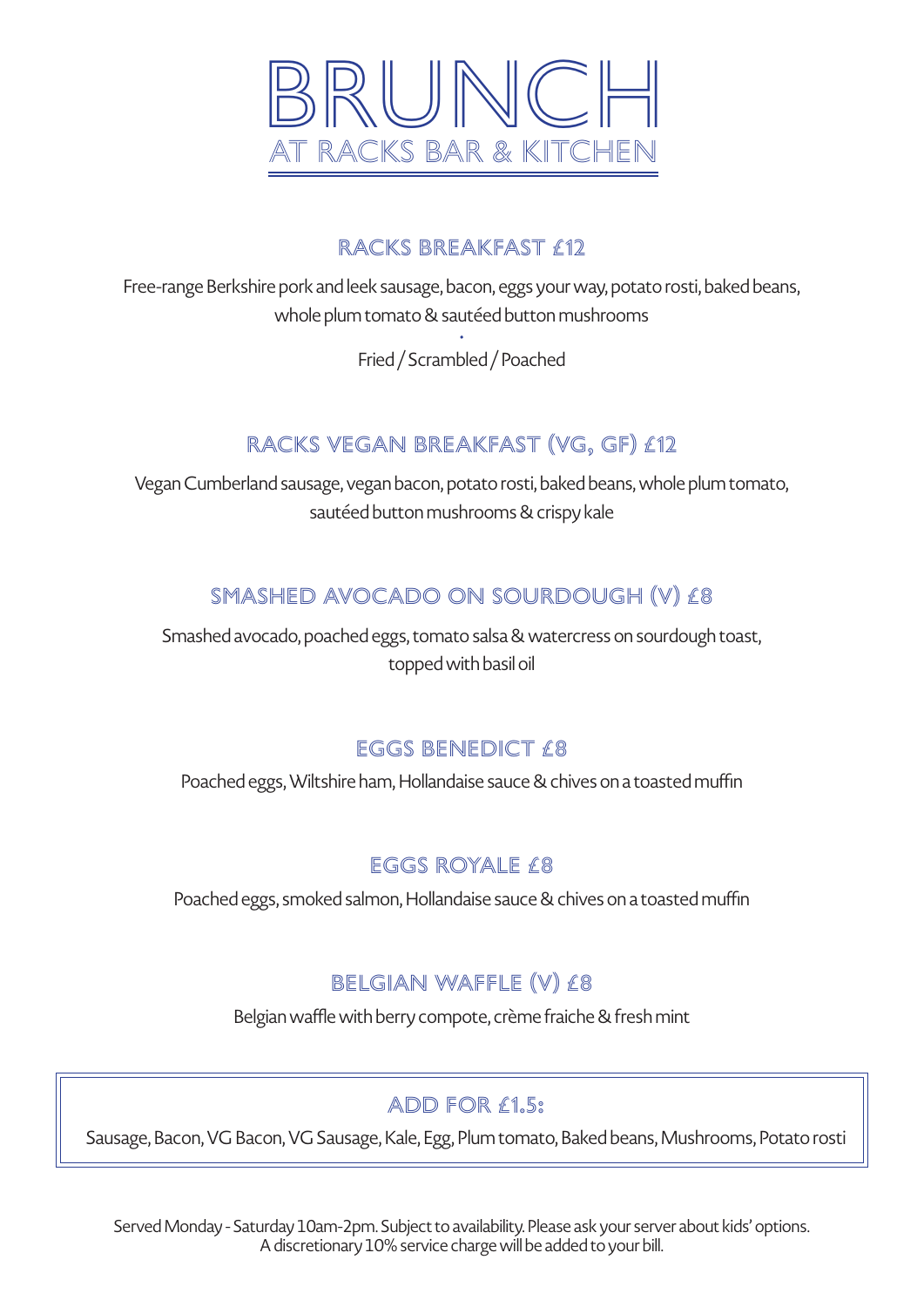# BRUNCH

## AT RACKS BAR & KITCHEN

### RACKS BREAKFAST £12

Free-range Berkshire pork and leek sausage, bacon, eggs your way, potato rosti, baked beans, whole plum tomato & sautéed button mushrooms

·

Fried / Scrambled / Poached

### RACKS VEGAN BREAKFAST (VG, GF) £12

Vegan Cumberland sausage, vegan bacon, potato rosti, baked beans, whole plum tomato, sautéed button mushrooms & crispy kale

### SMASHED AVOCADO ON SOURDOUGH (V) £8

Smashed avocado, poached eggs, tomato salsa & watercress on sourdough toast, topped with basil oil

### EGGS BENEDICT £8

Poached eggs, Wiltshire ham, Hollandaise sauce & chives on a toasted muffin

### EGGS ROYALE £8

Poached eggs, smoked salmon, Hollandaise sauce & chives on a toasted muffin

### BELGIAN WAFFLE (V) £8

Belgian waffle with berry compote, crème fraiche & fresh mint

### ADD FOR £1.5:

Sausage, Bacon, VG Bacon, VG Sausage, Kale, Egg, Plum tomato, Baked beans, Mushrooms, Potato rosti

Served Monday - Saturday 10am-2pm. Subject to availability. Please ask your server about kids' options.
A discretionary 10% service charge will be added to your bill.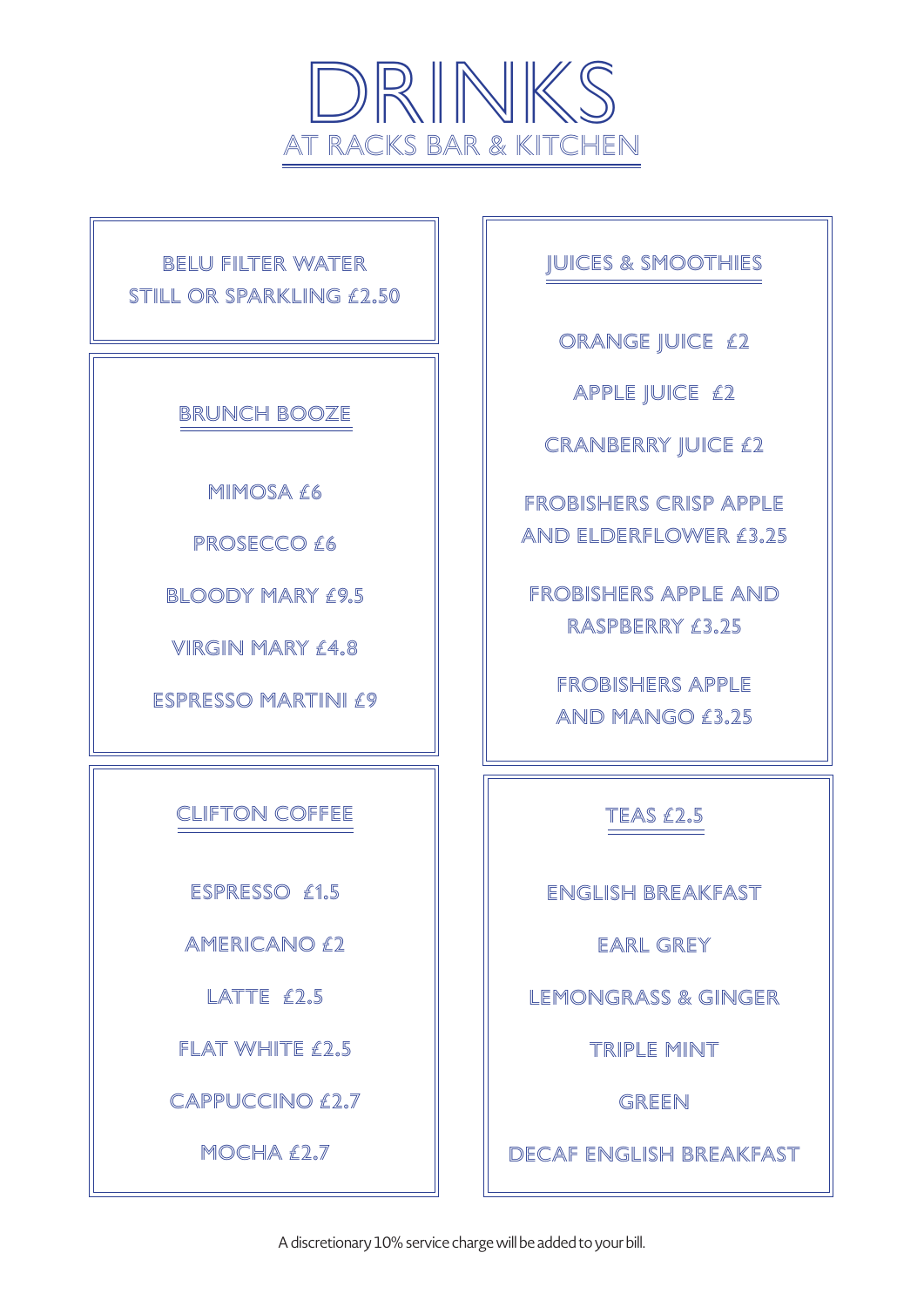# DRINKS

## AT RACKS BAR & KITCHEN

BELU FILTER WATER
STILL OR SPARKLING £2.50

### BRUNCH BOOZE

MIMOSA £6

PROSECCO £6

BLOODY MARY £9.5

VIRGIN MARY £4.8

ESPRESSO MARTINI £9

### CLIFTON COFFEE

ESPRESSO £1.5

AMERICANO £2

LATTE £2.5

FLAT WHITE £2.5

CAPPUCCINO £2.7

MOCHA £2.7

### JUICES & SMOOTHIES

ORANGE JUICE £2

APPLE JUICE £2

CRANBERRY JUICE £2

FROBISHERS CRISP APPLE AND ELDERFLOWER £3.25

FROBISHERS APPLE AND RASPBERRY £3.25

FROBISHERS APPLE AND MANGO £3.25

### TEAS £2.5

ENGLISH BREAKFAST

EARL GREY

LEMONGRASS & GINGER

TRIPLE MINT

GREEN

DECAF ENGLISH BREAKFAST

A discretionary 10% service charge will be added to your bill.